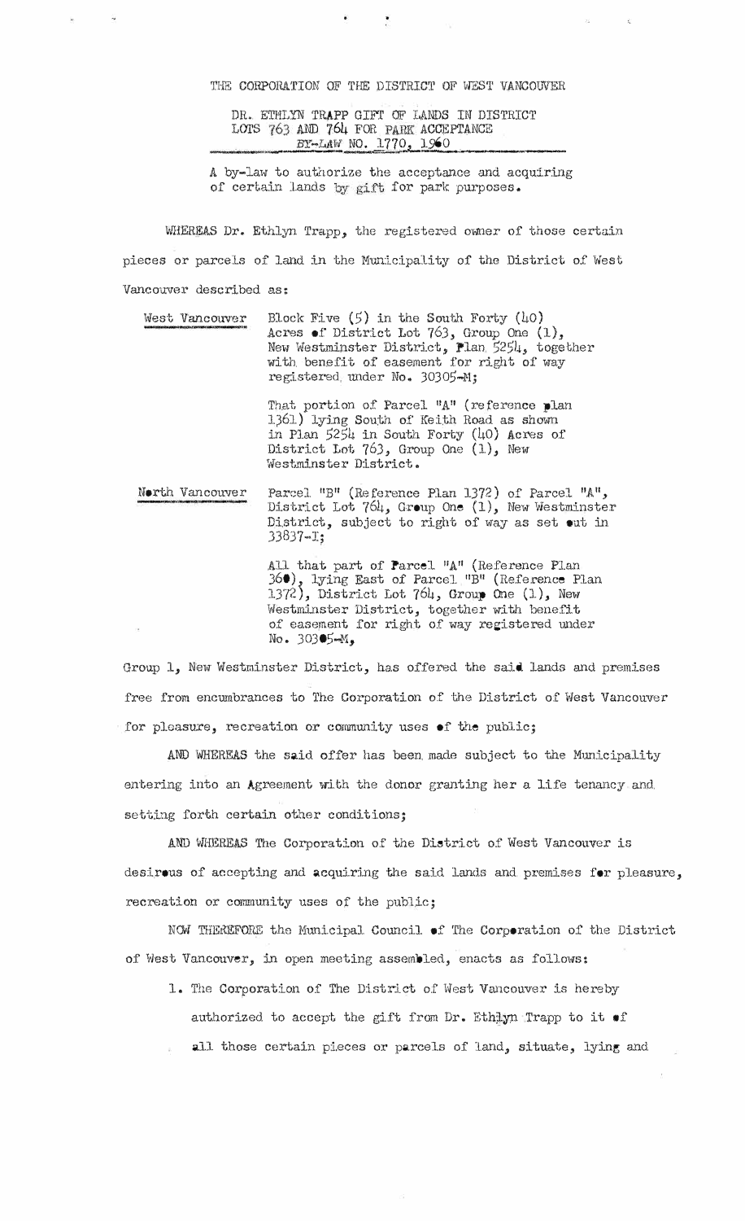THE CORPORATION OF THE DISTRICT OF WEST VANCOUVER

DR. ETHLYN TRAPP GIFT OF LANDS IN DISTRICT LOTS 763 AND 764 FOR PARK ACCEPTANCE
BY-LAW NO. 1770, 1960

A by-law to authorize the acceptance and acquiring of certain lands by gift for park purposes.

WHEREAS Dr. Ethlyn Trapp, the registered owner of those certain pieces or parcels of land in the Municipality of the District of West Vancouver described as:

West Vancouver — Block Five (5) in the South Forty (40) Acres of District Lot 763, Group One (1), New Westminster District, Plan 5254, together with benefit of easement for right of way registered under No. 30305-M;

That portion of Parcel "A" (reference plan 1361) lying South of Keith Road as shown in Plan 5254 in South Forty (40) Acres of District Lot 763, Group One (1), New Westminster District.

North Vancouver — Parcel "B" (Reference Plan 1372) of Parcel "A", District Lot 764, Group One (1), New Westminster District, subject to right of way as set out in 33837-I;

All that part of Parcel "A" (Reference Plan 360), lying East of Parcel "B" (Reference Plan 1372), District Lot 764, Group One (1), New Westminster District, together with benefit of easement for right of way registered under No. 30305-M,

Group 1, New Westminster District, has offered the said lands and premises free from encumbrances to The Corporation of the District of West Vancouver for pleasure, recreation or community uses of the public;

AND WHEREAS the said offer has been made subject to the Municipality entering into an Agreement with the donor granting her a life tenancy and setting forth certain other conditions;

AND WHEREAS The Corporation of the District of West Vancouver is desirous of accepting and acquiring the said lands and premises for pleasure, recreation or community uses of the public;

NOW THEREFORE the Municipal Council of The Corporation of the District of West Vancouver, in open meeting assembled, enacts as follows:

1. The Corporation of The District of West Vancouver is hereby authorized to accept the gift from Dr. Ethlyn Trapp to it of all those certain pieces or parcels of land, situate, lying and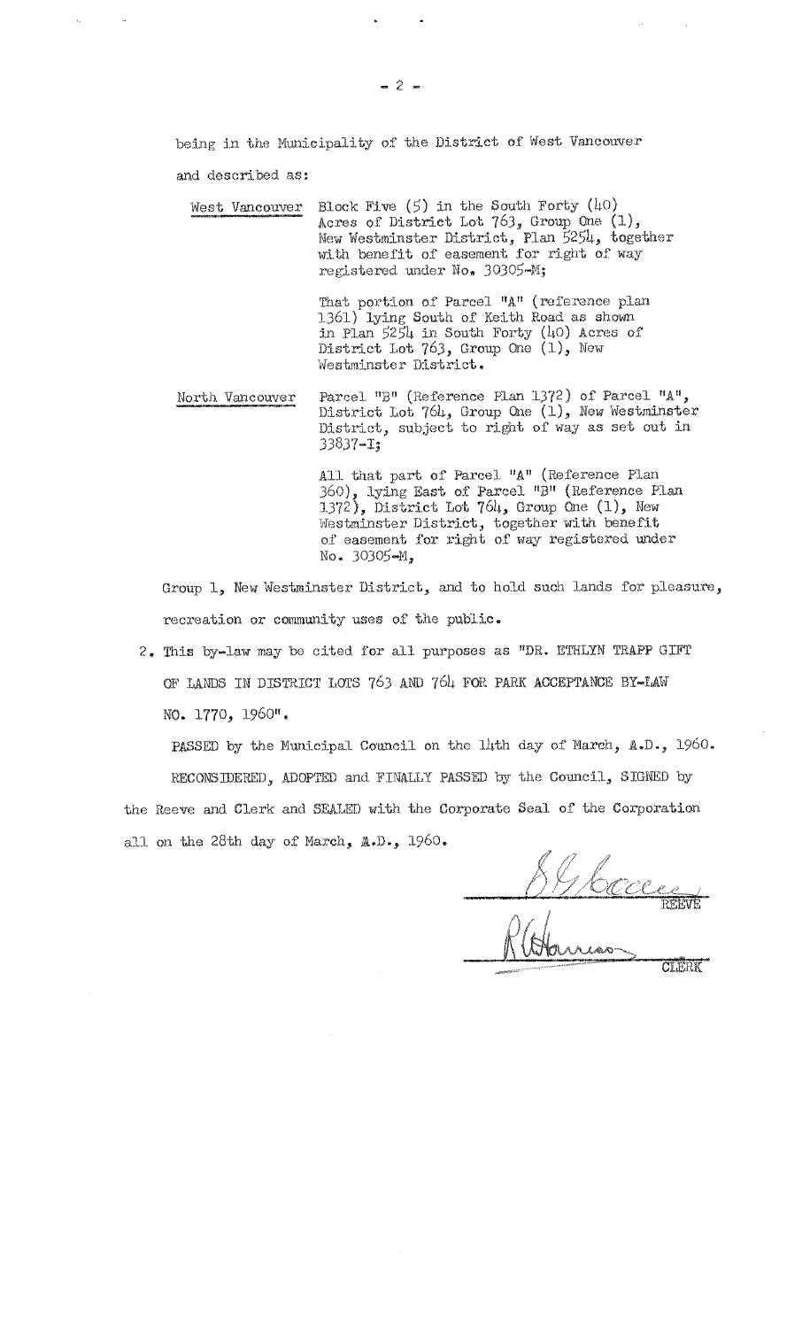being in the Municipality of the District of West Vancouver

and described as:

| | |
|---|---|
| West Vancouver | Block Five (5) in the South Forty (40) Acres of District Lot 763, Group One (1), New Westminster District, Plan 5254, together with benefit of easement for right of way registered under No. 30305-M; |
| | That portion of Parcel "A" (reference plan 1361) lying South of Keith Road as shown in Plan 5254 in South Forty (40) Acres of District Lot 763, Group One (1), New Westminster District. |
| North Vancouver | Parcel "B" (Reference Plan 1372) of Parcel "A", District Lot 764, Group One (1), New Westminster District, subject to right of way as set out in 33837-I; |
| | All that part of Parcel "A" (Reference Plan 360), lying East of Parcel "B" (Reference Plan 1372), District Lot 764, Group One (1), New Westminster District, together with benefit of easement for right of way registered under No. 30305-M, |

Group 1, New Westminster District, and to hold such lands for pleasure, recreation or community uses of the public.

2. This by-law may be cited for all purposes as "DR. ETHLYN TRAPP GIFT OF LANDS IN DISTRICT LOTS 763 AND 764 FOR PARK ACCEPTANCE BY-LAW NO. 1770, 1960".

PASSED by the Municipal Council on the 14th day of March, A.D., 1960.

RECONSIDERED, ADOPTED and FINALLY PASSED by the Council, SIGNED by the Reeve and Clerk and SEALED with the Corporate Seal of the Corporation all on the 28th day of March, A.D., 1960.

REEVE

CLERK